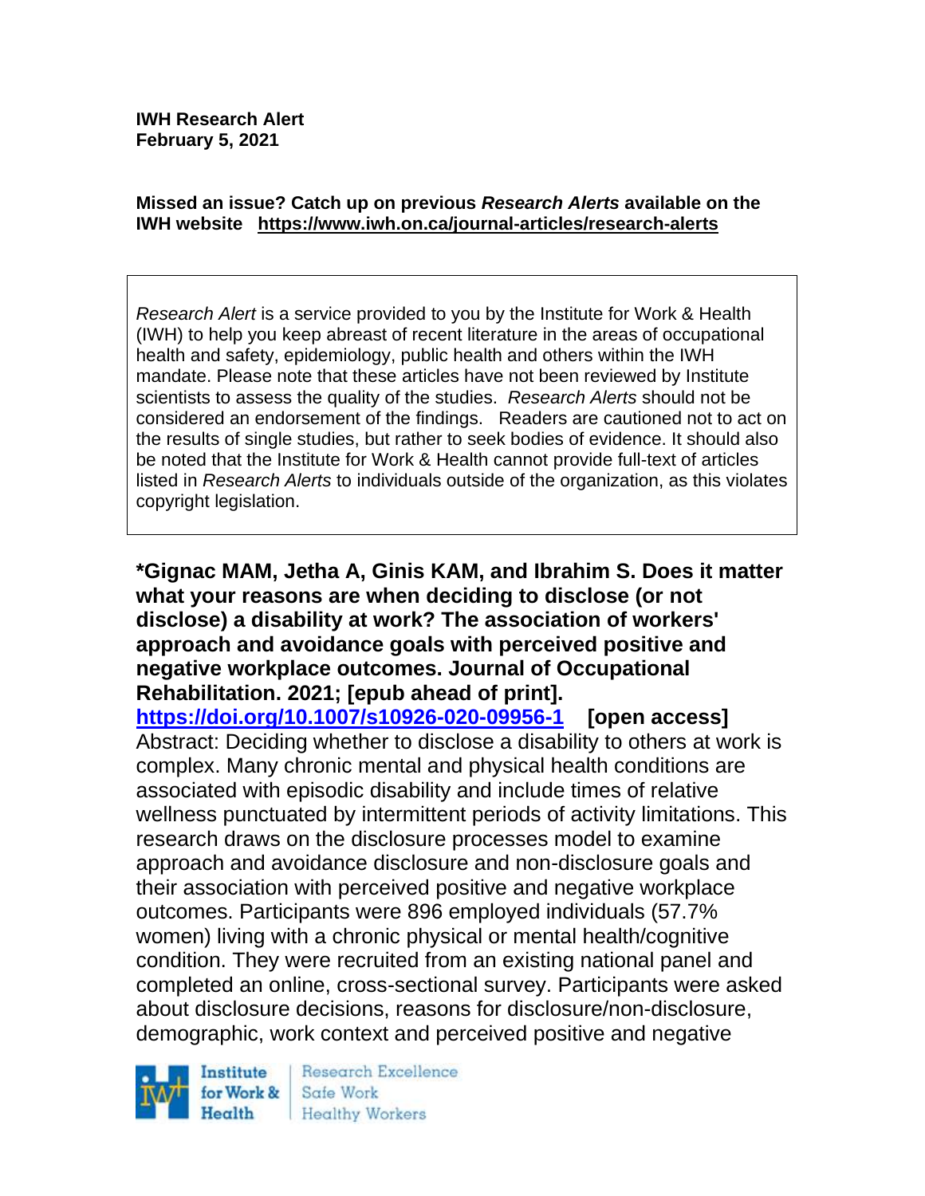**IWH Research Alert**
**February 5, 2021**

**Missed an issue? Catch up on previous *Research Alerts* available on the IWH website https://www.iwh.on.ca/journal-articles/research-alerts**

*Research Alert* is a service provided to you by the Institute for Work & Health (IWH) to help you keep abreast of recent literature in the areas of occupational health and safety, epidemiology, public health and others within the IWH mandate. Please note that these articles have not been reviewed by Institute scientists to assess the quality of the studies. *Research Alerts* should not be considered an endorsement of the findings. Readers are cautioned not to act on the results of single studies, but rather to seek bodies of evidence. It should also be noted that the Institute for Work & Health cannot provide full-text of articles listed in *Research Alerts* to individuals outside of the organization, as this violates copyright legislation.

**\*Gignac MAM, Jetha A, Ginis KAM, and Ibrahim S. Does it matter what your reasons are when deciding to disclose (or not disclose) a disability at work? The association of workers' approach and avoidance goals with perceived positive and negative workplace outcomes. Journal of Occupational Rehabilitation. 2021; [epub ahead of print].**
**https://doi.org/10.1007/s10926-020-09956-1 [open access]**
Abstract: Deciding whether to disclose a disability to others at work is complex. Many chronic mental and physical health conditions are associated with episodic disability and include times of relative wellness punctuated by intermittent periods of activity limitations. This research draws on the disclosure processes model to examine approach and avoidance disclosure and non-disclosure goals and their association with perceived positive and negative workplace outcomes. Participants were 896 employed individuals (57.7% women) living with a chronic physical or mental health/cognitive condition. They were recruited from an existing national panel and completed an online, cross-sectional survey. Participants were asked about disclosure decisions, reasons for disclosure/non-disclosure, demographic, work context and perceived positive and negative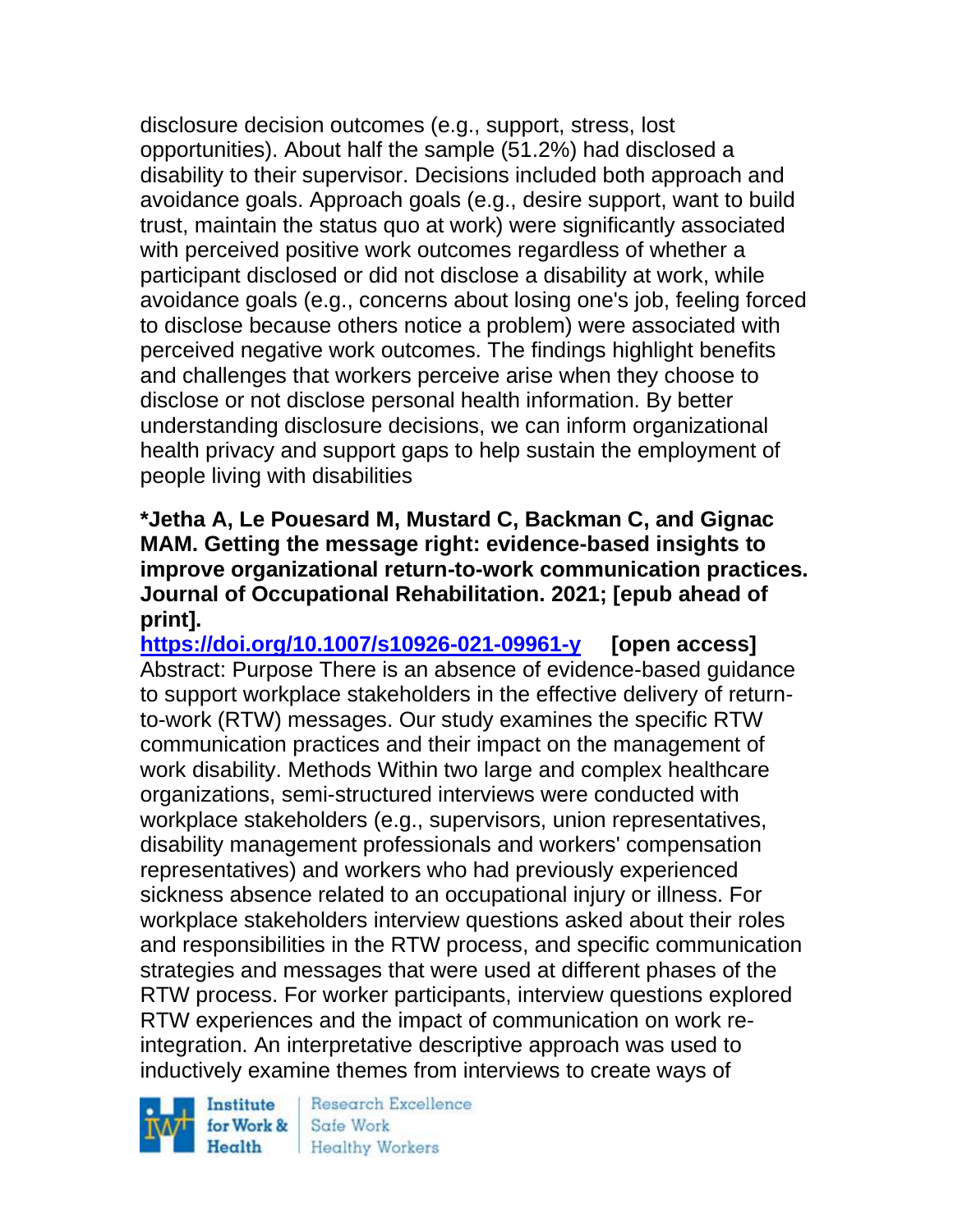disclosure decision outcomes (e.g., support, stress, lost opportunities). About half the sample (51.2%) had disclosed a disability to their supervisor. Decisions included both approach and avoidance goals. Approach goals (e.g., desire support, want to build trust, maintain the status quo at work) were significantly associated with perceived positive work outcomes regardless of whether a participant disclosed or did not disclose a disability at work, while avoidance goals (e.g., concerns about losing one's job, feeling forced to disclose because others notice a problem) were associated with perceived negative work outcomes. The findings highlight benefits and challenges that workers perceive arise when they choose to disclose or not disclose personal health information. By better understanding disclosure decisions, we can inform organizational health privacy and support gaps to help sustain the employment of people living with disabilities

**\*Jetha A, Le Pouesard M, Mustard C, Backman C, and Gignac MAM. Getting the message right: evidence-based insights to improve organizational return-to-work communication practices. Journal of Occupational Rehabilitation. 2021; [epub ahead of print].**

**https://doi.org/10.1007/s10926-021-09961-y** **[open access]**

Abstract: Purpose There is an absence of evidence-based guidance to support workplace stakeholders in the effective delivery of return-to-work (RTW) messages. Our study examines the specific RTW communication practices and their impact on the management of work disability. Methods Within two large and complex healthcare organizations, semi-structured interviews were conducted with workplace stakeholders (e.g., supervisors, union representatives, disability management professionals and workers' compensation representatives) and workers who had previously experienced sickness absence related to an occupational injury or illness. For workplace stakeholders interview questions asked about their roles and responsibilities in the RTW process, and specific communication strategies and messages that were used at different phases of the RTW process. For worker participants, interview questions explored RTW experiences and the impact of communication on work re-integration. An interpretative descriptive approach was used to inductively examine themes from interviews to create ways of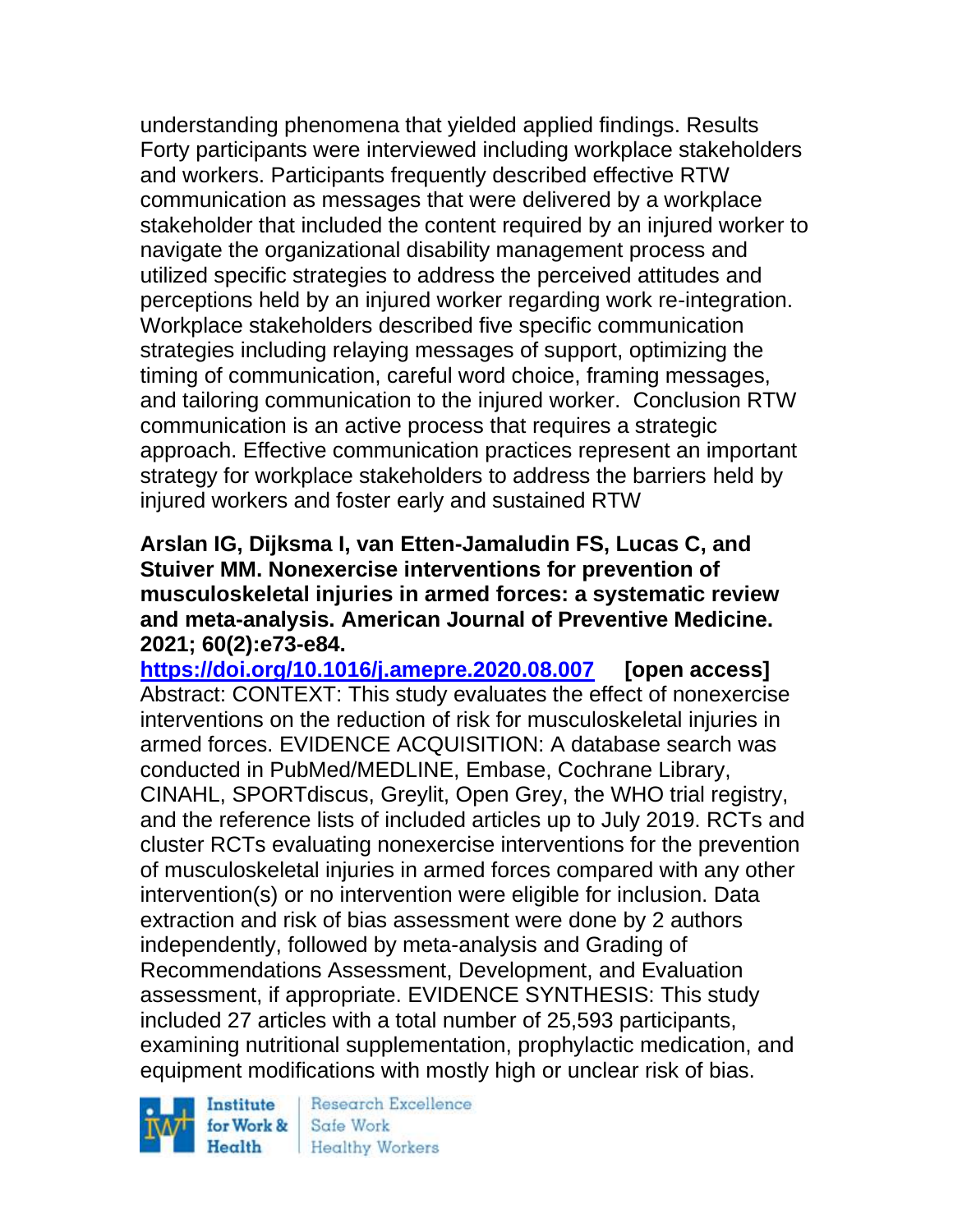understanding phenomena that yielded applied findings. Results Forty participants were interviewed including workplace stakeholders and workers. Participants frequently described effective RTW communication as messages that were delivered by a workplace stakeholder that included the content required by an injured worker to navigate the organizational disability management process and utilized specific strategies to address the perceived attitudes and perceptions held by an injured worker regarding work re-integration. Workplace stakeholders described five specific communication strategies including relaying messages of support, optimizing the timing of communication, careful word choice, framing messages, and tailoring communication to the injured worker. Conclusion RTW communication is an active process that requires a strategic approach. Effective communication practices represent an important strategy for workplace stakeholders to address the barriers held by injured workers and foster early and sustained RTW

**Arslan IG, Dijksma I, van Etten-Jamaludin FS, Lucas C, and Stuiver MM. Nonexercise interventions for prevention of musculoskeletal injuries in armed forces: a systematic review and meta-analysis. American Journal of Preventive Medicine. 2021; 60(2):e73-e84.**

**https://doi.org/10.1016/j.amepre.2020.08.007** **[open access]**
Abstract: CONTEXT: This study evaluates the effect of nonexercise interventions on the reduction of risk for musculoskeletal injuries in armed forces. EVIDENCE ACQUISITION: A database search was conducted in PubMed/MEDLINE, Embase, Cochrane Library, CINAHL, SPORTdiscus, Greylit, Open Grey, the WHO trial registry, and the reference lists of included articles up to July 2019. RCTs and cluster RCTs evaluating nonexercise interventions for the prevention of musculoskeletal injuries in armed forces compared with any other intervention(s) or no intervention were eligible for inclusion. Data extraction and risk of bias assessment were done by 2 authors independently, followed by meta-analysis and Grading of Recommendations Assessment, Development, and Evaluation assessment, if appropriate. EVIDENCE SYNTHESIS: This study included 27 articles with a total number of 25,593 participants, examining nutritional supplementation, prophylactic medication, and equipment modifications with mostly high or unclear risk of bias.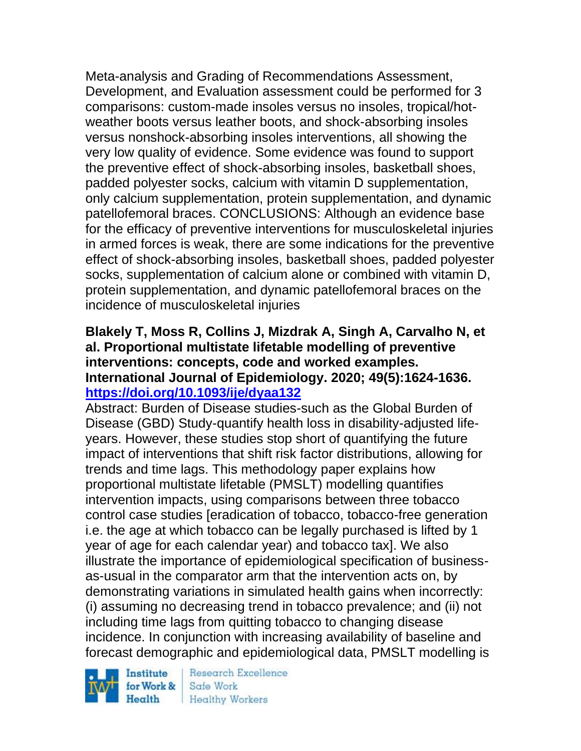Meta-analysis and Grading of Recommendations Assessment, Development, and Evaluation assessment could be performed for 3 comparisons: custom-made insoles versus no insoles, tropical/hot-weather boots versus leather boots, and shock-absorbing insoles versus nonshock-absorbing insoles interventions, all showing the very low quality of evidence. Some evidence was found to support the preventive effect of shock-absorbing insoles, basketball shoes, padded polyester socks, calcium with vitamin D supplementation, only calcium supplementation, protein supplementation, and dynamic patellofemoral braces. CONCLUSIONS: Although an evidence base for the efficacy of preventive interventions for musculoskeletal injuries in armed forces is weak, there are some indications for the preventive effect of shock-absorbing insoles, basketball shoes, padded polyester socks, supplementation of calcium alone or combined with vitamin D, protein supplementation, and dynamic patellofemoral braces on the incidence of musculoskeletal injuries

**Blakely T, Moss R, Collins J, Mizdrak A, Singh A, Carvalho N, et al. Proportional multistate lifetable modelling of preventive interventions: concepts, code and worked examples. International Journal of Epidemiology. 2020; 49(5):1624-1636. https://doi.org/10.1093/ije/dyaa132**

Abstract: Burden of Disease studies-such as the Global Burden of Disease (GBD) Study-quantify health loss in disability-adjusted life-years. However, these studies stop short of quantifying the future impact of interventions that shift risk factor distributions, allowing for trends and time lags. This methodology paper explains how proportional multistate lifetable (PMSLT) modelling quantifies intervention impacts, using comparisons between three tobacco control case studies [eradication of tobacco, tobacco-free generation i.e. the age at which tobacco can be legally purchased is lifted by 1 year of age for each calendar year) and tobacco tax]. We also illustrate the importance of epidemiological specification of business-as-usual in the comparator arm that the intervention acts on, by demonstrating variations in simulated health gains when incorrectly: (i) assuming no decreasing trend in tobacco prevalence; and (ii) not including time lags from quitting tobacco to changing disease incidence. In conjunction with increasing availability of baseline and forecast demographic and epidemiological data, PMSLT modelling is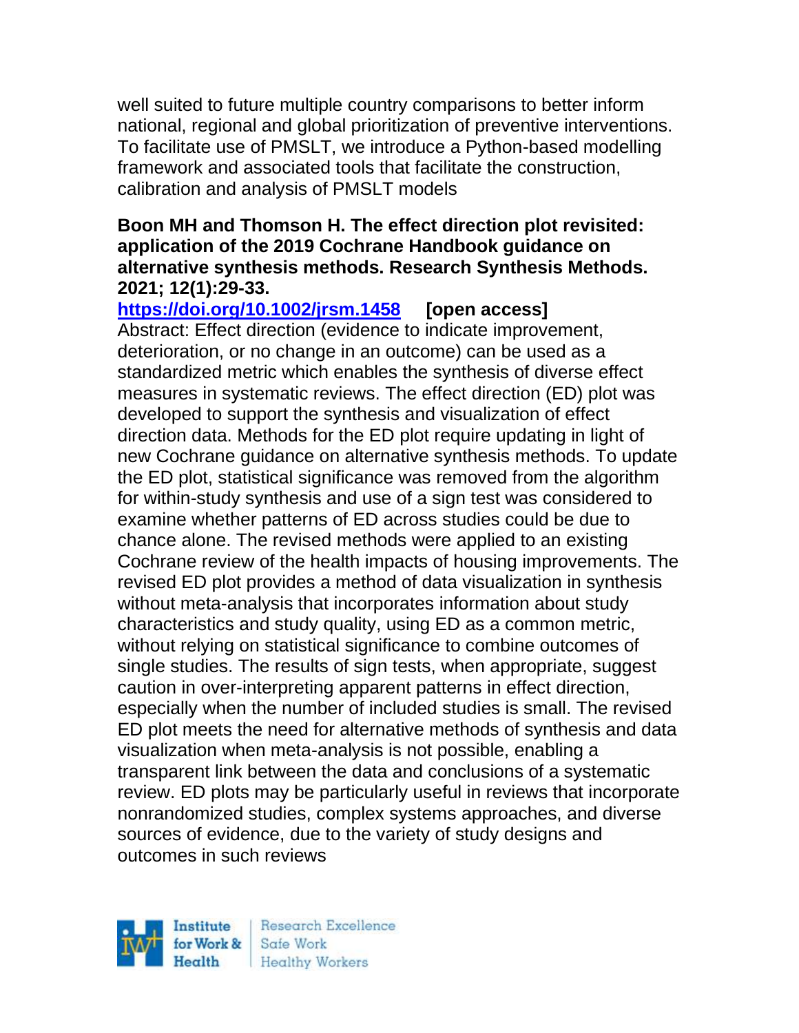well suited to future multiple country comparisons to better inform national, regional and global prioritization of preventive interventions. To facilitate use of PMSLT, we introduce a Python-based modelling framework and associated tools that facilitate the construction, calibration and analysis of PMSLT models

**Boon MH and Thomson H. The effect direction plot revisited: application of the 2019 Cochrane Handbook guidance on alternative synthesis methods. Research Synthesis Methods. 2021; 12(1):29-33.**

https://doi.org/10.1002/jrsm.1458 **[open access]**

Abstract: Effect direction (evidence to indicate improvement, deterioration, or no change in an outcome) can be used as a standardized metric which enables the synthesis of diverse effect measures in systematic reviews. The effect direction (ED) plot was developed to support the synthesis and visualization of effect direction data. Methods for the ED plot require updating in light of new Cochrane guidance on alternative synthesis methods. To update the ED plot, statistical significance was removed from the algorithm for within-study synthesis and use of a sign test was considered to examine whether patterns of ED across studies could be due to chance alone. The revised methods were applied to an existing Cochrane review of the health impacts of housing improvements. The revised ED plot provides a method of data visualization in synthesis without meta-analysis that incorporates information about study characteristics and study quality, using ED as a common metric, without relying on statistical significance to combine outcomes of single studies. The results of sign tests, when appropriate, suggest caution in over-interpreting apparent patterns in effect direction, especially when the number of included studies is small. The revised ED plot meets the need for alternative methods of synthesis and data visualization when meta-analysis is not possible, enabling a transparent link between the data and conclusions of a systematic review. ED plots may be particularly useful in reviews that incorporate nonrandomized studies, complex systems approaches, and diverse sources of evidence, due to the variety of study designs and outcomes in such reviews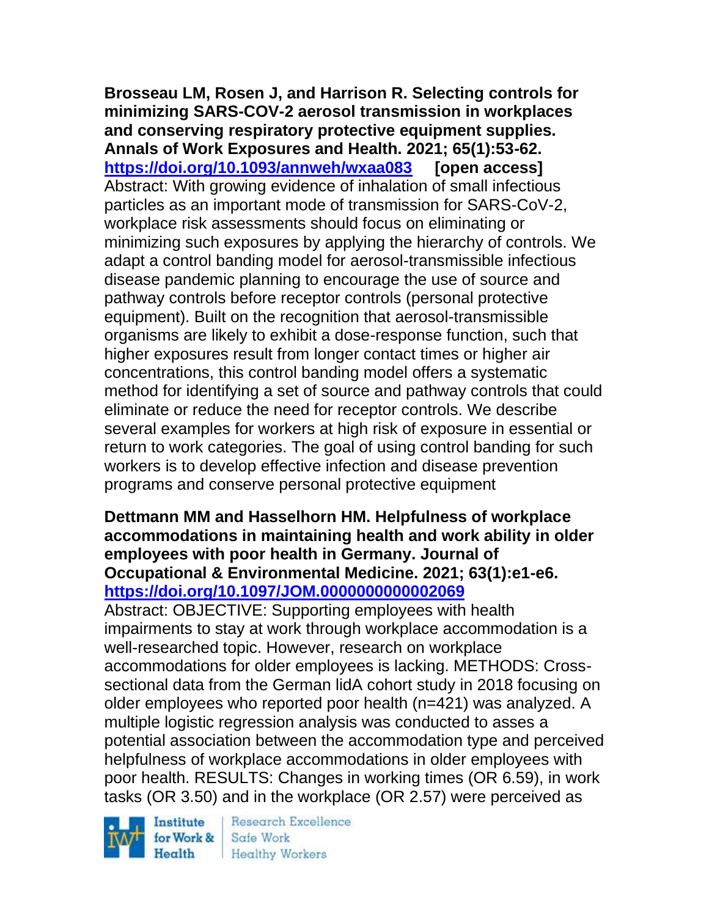**Brosseau LM, Rosen J, and Harrison R. Selecting controls for minimizing SARS-COV-2 aerosol transmission in workplaces and conserving respiratory protective equipment supplies. Annals of Work Exposures and Health. 2021; 65(1):53-62. https://doi.org/10.1093/annweh/wxaa083 [open access]**
Abstract: With growing evidence of inhalation of small infectious particles as an important mode of transmission for SARS-CoV-2, workplace risk assessments should focus on eliminating or minimizing such exposures by applying the hierarchy of controls. We adapt a control banding model for aerosol-transmissible infectious disease pandemic planning to encourage the use of source and pathway controls before receptor controls (personal protective equipment). Built on the recognition that aerosol-transmissible organisms are likely to exhibit a dose-response function, such that higher exposures result from longer contact times or higher air concentrations, this control banding model offers a systematic method for identifying a set of source and pathway controls that could eliminate or reduce the need for receptor controls. We describe several examples for workers at high risk of exposure in essential or return to work categories. The goal of using control banding for such workers is to develop effective infection and disease prevention programs and conserve personal protective equipment

**Dettmann MM and Hasselhorn HM. Helpfulness of workplace accommodations in maintaining health and work ability in older employees with poor health in Germany. Journal of Occupational & Environmental Medicine. 2021; 63(1):e1-e6. https://doi.org/10.1097/JOM.0000000000002069**
Abstract: OBJECTIVE: Supporting employees with health impairments to stay at work through workplace accommodation is a well-researched topic. However, research on workplace accommodations for older employees is lacking. METHODS: Cross-sectional data from the German lidA cohort study in 2018 focusing on older employees who reported poor health (n=421) was analyzed. A multiple logistic regression analysis was conducted to asses a potential association between the accommodation type and perceived helpfulness of workplace accommodations in older employees with poor health. RESULTS: Changes in working times (OR 6.59), in work tasks (OR 3.50) and in the workplace (OR 2.57) were perceived as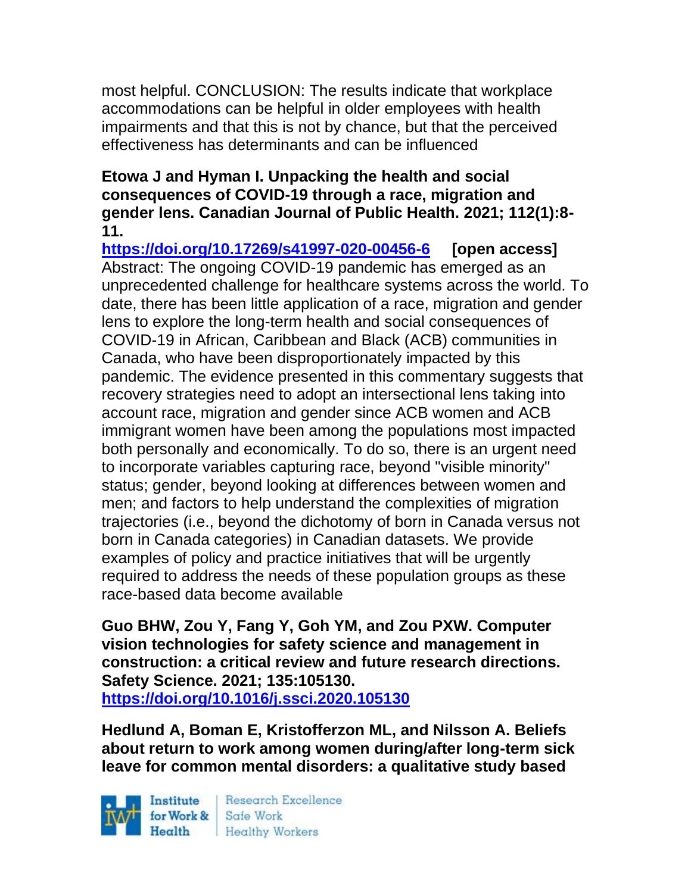most helpful. CONCLUSION: The results indicate that workplace accommodations can be helpful in older employees with health impairments and that this is not by chance, but that the perceived effectiveness has determinants and can be influenced

**Etowa J and Hyman I. Unpacking the health and social consequences of COVID-19 through a race, migration and gender lens. Canadian Journal of Public Health. 2021; 112(1):8-11.**

**https://doi.org/10.17269/s41997-020-00456-6 [open access]**

Abstract: The ongoing COVID-19 pandemic has emerged as an unprecedented challenge for healthcare systems across the world. To date, there has been little application of a race, migration and gender lens to explore the long-term health and social consequences of COVID-19 in African, Caribbean and Black (ACB) communities in Canada, who have been disproportionately impacted by this pandemic. The evidence presented in this commentary suggests that recovery strategies need to adopt an intersectional lens taking into account race, migration and gender since ACB women and ACB immigrant women have been among the populations most impacted both personally and economically. To do so, there is an urgent need to incorporate variables capturing race, beyond "visible minority" status; gender, beyond looking at differences between women and men; and factors to help understand the complexities of migration trajectories (i.e., beyond the dichotomy of born in Canada versus not born in Canada categories) in Canadian datasets. We provide examples of policy and practice initiatives that will be urgently required to address the needs of these population groups as these race-based data become available

**Guo BHW, Zou Y, Fang Y, Goh YM, and Zou PXW. Computer vision technologies for safety science and management in construction: a critical review and future research directions. Safety Science. 2021; 135:105130.**

**https://doi.org/10.1016/j.ssci.2020.105130**

**Hedlund A, Boman E, Kristofferzon ML, and Nilsson A. Beliefs about return to work among women during/after long-term sick leave for common mental disorders: a qualitative study based**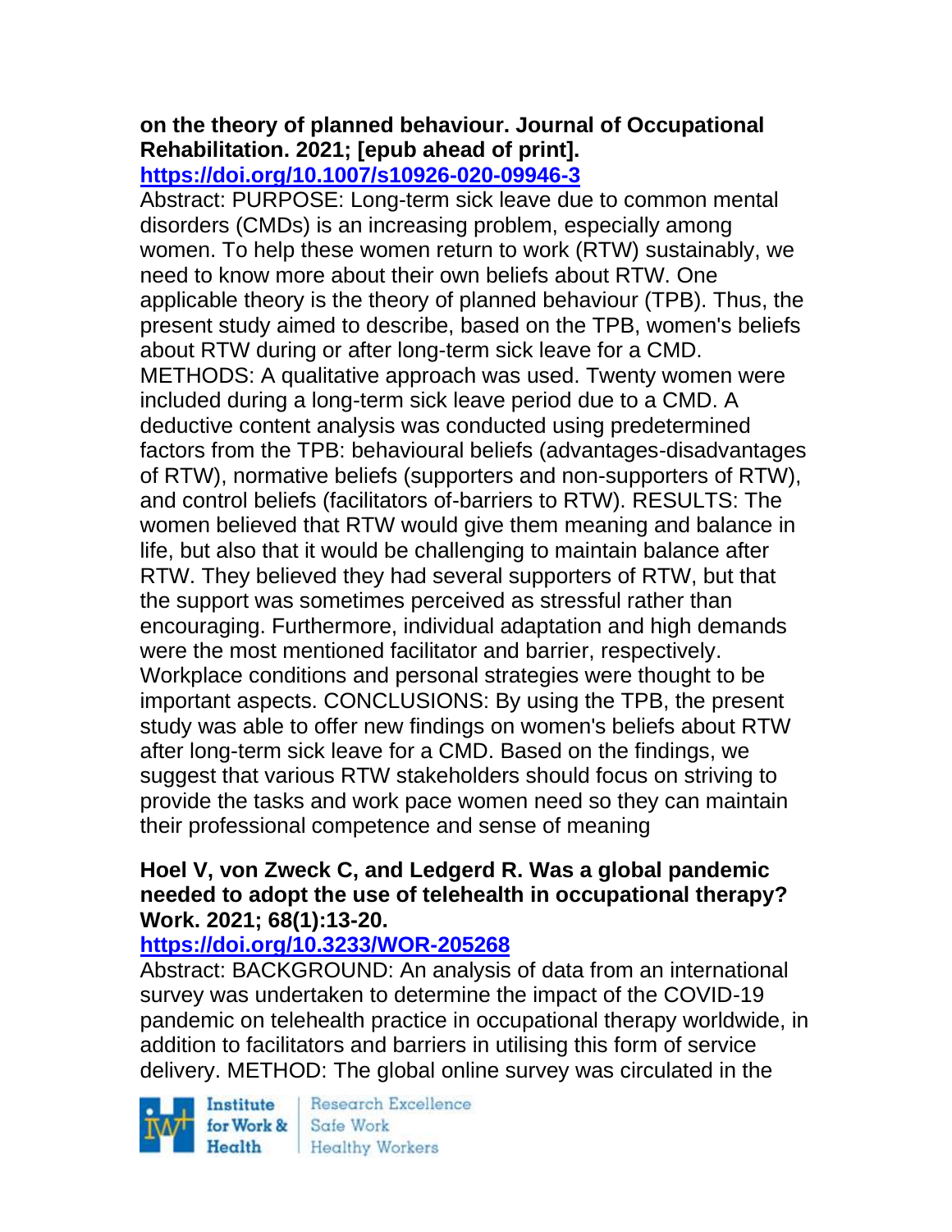**on the theory of planned behaviour. Journal of Occupational Rehabilitation. 2021; [epub ahead of print].**
**https://doi.org/10.1007/s10926-020-09946-3**

Abstract: PURPOSE: Long-term sick leave due to common mental disorders (CMDs) is an increasing problem, especially among women. To help these women return to work (RTW) sustainably, we need to know more about their own beliefs about RTW. One applicable theory is the theory of planned behaviour (TPB). Thus, the present study aimed to describe, based on the TPB, women's beliefs about RTW during or after long-term sick leave for a CMD. METHODS: A qualitative approach was used. Twenty women were included during a long-term sick leave period due to a CMD. A deductive content analysis was conducted using predetermined factors from the TPB: behavioural beliefs (advantages-disadvantages of RTW), normative beliefs (supporters and non-supporters of RTW), and control beliefs (facilitators of-barriers to RTW). RESULTS: The women believed that RTW would give them meaning and balance in life, but also that it would be challenging to maintain balance after RTW. They believed they had several supporters of RTW, but that the support was sometimes perceived as stressful rather than encouraging. Furthermore, individual adaptation and high demands were the most mentioned facilitator and barrier, respectively. Workplace conditions and personal strategies were thought to be important aspects. CONCLUSIONS: By using the TPB, the present study was able to offer new findings on women's beliefs about RTW after long-term sick leave for a CMD. Based on the findings, we suggest that various RTW stakeholders should focus on striving to provide the tasks and work pace women need so they can maintain their professional competence and sense of meaning

**Hoel V, von Zweck C, and Ledgerd R. Was a global pandemic needed to adopt the use of telehealth in occupational therapy? Work. 2021; 68(1):13-20.**
**https://doi.org/10.3233/WOR-205268**

Abstract: BACKGROUND: An analysis of data from an international survey was undertaken to determine the impact of the COVID-19 pandemic on telehealth practice in occupational therapy worldwide, in addition to facilitators and barriers in utilising this form of service delivery. METHOD: The global online survey was circulated in the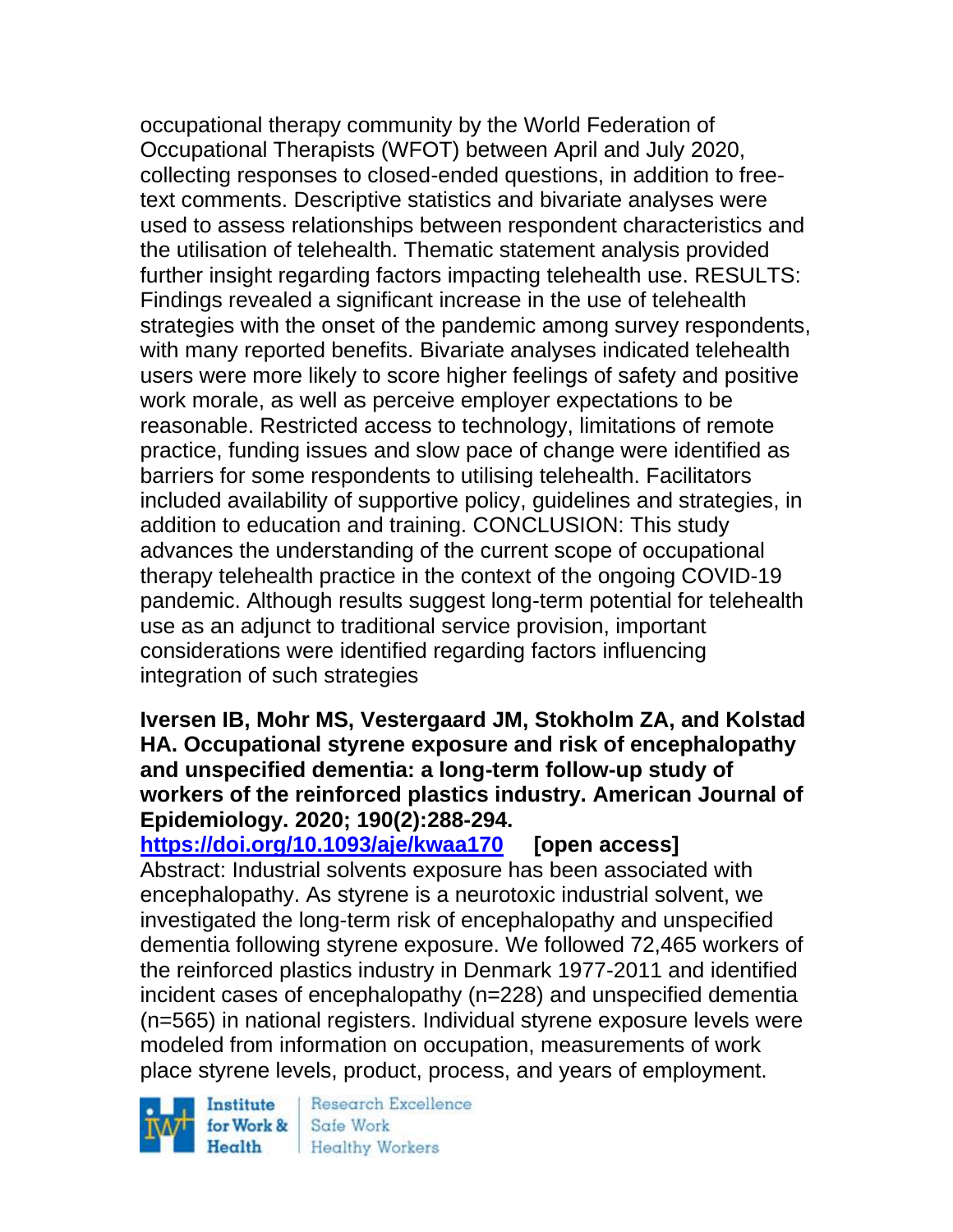occupational therapy community by the World Federation of Occupational Therapists (WFOT) between April and July 2020, collecting responses to closed-ended questions, in addition to free-text comments. Descriptive statistics and bivariate analyses were used to assess relationships between respondent characteristics and the utilisation of telehealth. Thematic statement analysis provided further insight regarding factors impacting telehealth use. RESULTS: Findings revealed a significant increase in the use of telehealth strategies with the onset of the pandemic among survey respondents, with many reported benefits. Bivariate analyses indicated telehealth users were more likely to score higher feelings of safety and positive work morale, as well as perceive employer expectations to be reasonable. Restricted access to technology, limitations of remote practice, funding issues and slow pace of change were identified as barriers for some respondents to utilising telehealth. Facilitators included availability of supportive policy, guidelines and strategies, in addition to education and training. CONCLUSION: This study advances the understanding of the current scope of occupational therapy telehealth practice in the context of the ongoing COVID-19 pandemic. Although results suggest long-term potential for telehealth use as an adjunct to traditional service provision, important considerations were identified regarding factors influencing integration of such strategies

**Iversen IB, Mohr MS, Vestergaard JM, Stokholm ZA, and Kolstad HA. Occupational styrene exposure and risk of encephalopathy and unspecified dementia: a long-term follow-up study of workers of the reinforced plastics industry. American Journal of Epidemiology. 2020; 190(2):288-294.**

**https://doi.org/10.1093/aje/kwaa170 [open access]**

Abstract: Industrial solvents exposure has been associated with encephalopathy. As styrene is a neurotoxic industrial solvent, we investigated the long-term risk of encephalopathy and unspecified dementia following styrene exposure. We followed 72,465 workers of the reinforced plastics industry in Denmark 1977-2011 and identified incident cases of encephalopathy (n=228) and unspecified dementia (n=565) in national registers. Individual styrene exposure levels were modeled from information on occupation, measurements of work place styrene levels, product, process, and years of employment.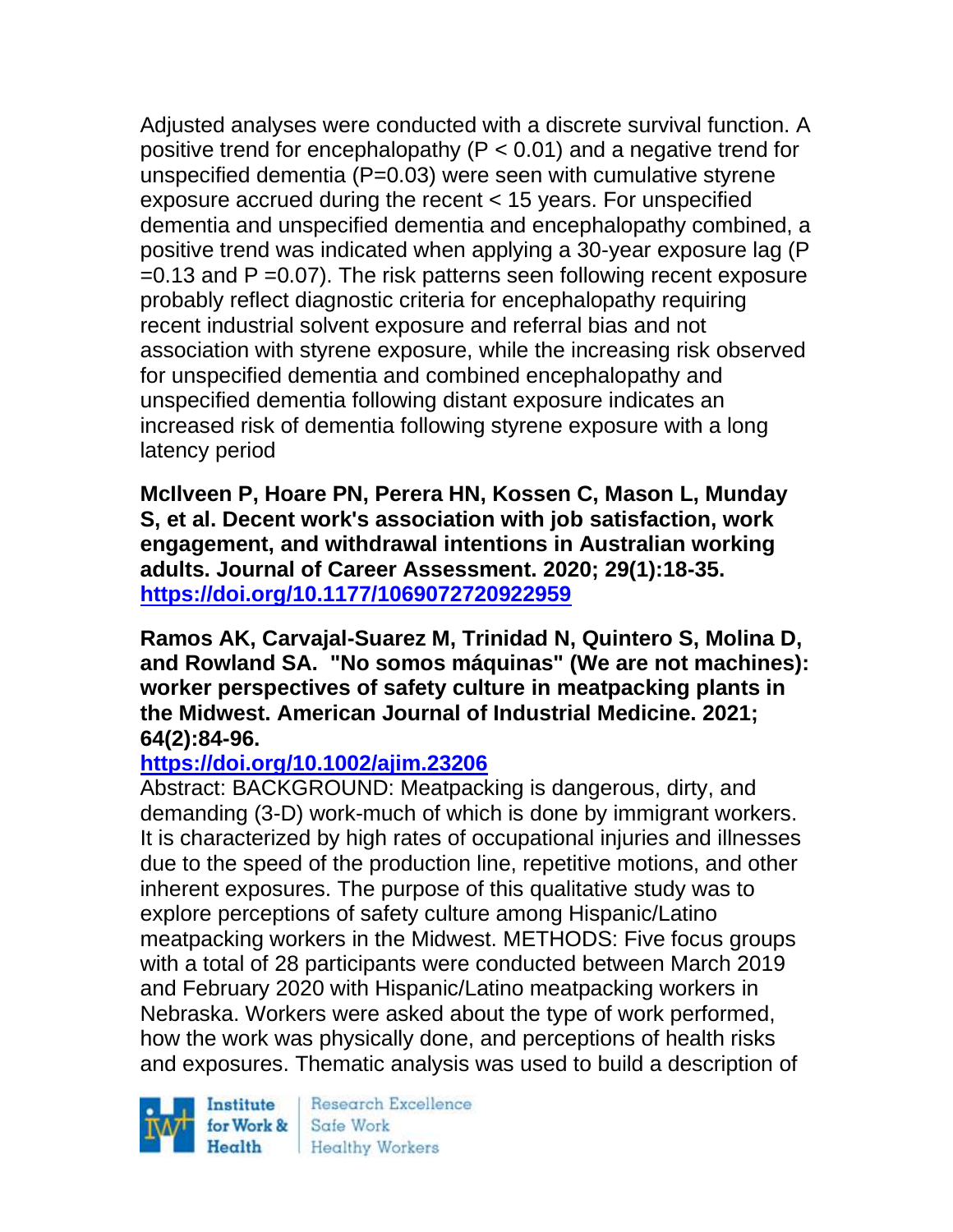Adjusted analyses were conducted with a discrete survival function. A positive trend for encephalopathy ($P < 0.01$) and a negative trend for unspecified dementia ($P=0.03$) were seen with cumulative styrene exposure accrued during the recent < 15 years. For unspecified dementia and unspecified dementia and encephalopathy combined, a positive trend was indicated when applying a 30-year exposure lag ($P = 0.13$ and $P = 0.07$). The risk patterns seen following recent exposure probably reflect diagnostic criteria for encephalopathy requiring recent industrial solvent exposure and referral bias and not association with styrene exposure, while the increasing risk observed for unspecified dementia and combined encephalopathy and unspecified dementia following distant exposure indicates an increased risk of dementia following styrene exposure with a long latency period

**McIlveen P, Hoare PN, Perera HN, Kossen C, Mason L, Munday S, et al. Decent work's association with job satisfaction, work engagement, and withdrawal intentions in Australian working adults. Journal of Career Assessment. 2020; 29(1):18-35. https://doi.org/10.1177/1069072720922959**

**Ramos AK, Carvajal-Suarez M, Trinidad N, Quintero S, Molina D, and Rowland SA. "No somos máquinas" (We are not machines): worker perspectives of safety culture in meatpacking plants in the Midwest. American Journal of Industrial Medicine. 2021; 64(2):84-96. https://doi.org/10.1002/ajim.23206**

Abstract: BACKGROUND: Meatpacking is dangerous, dirty, and demanding (3-D) work-much of which is done by immigrant workers. It is characterized by high rates of occupational injuries and illnesses due to the speed of the production line, repetitive motions, and other inherent exposures. The purpose of this qualitative study was to explore perceptions of safety culture among Hispanic/Latino meatpacking workers in the Midwest. METHODS: Five focus groups with a total of 28 participants were conducted between March 2019 and February 2020 with Hispanic/Latino meatpacking workers in Nebraska. Workers were asked about the type of work performed, how the work was physically done, and perceptions of health risks and exposures. Thematic analysis was used to build a description of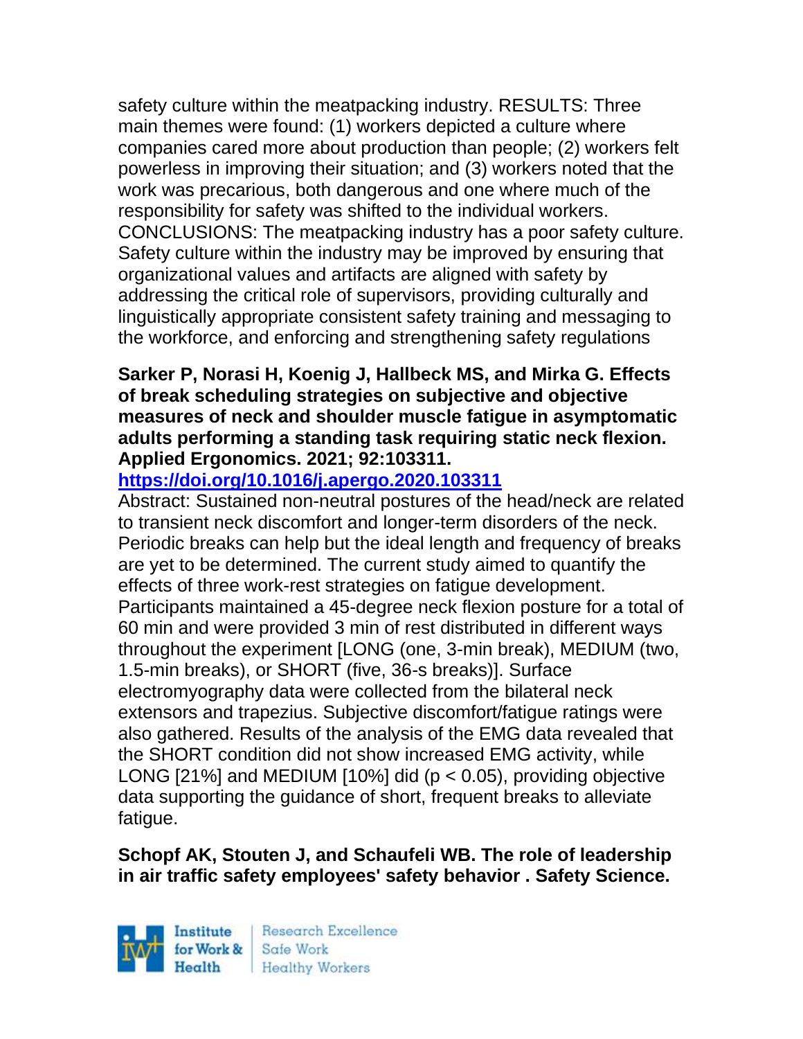safety culture within the meatpacking industry. RESULTS: Three main themes were found: (1) workers depicted a culture where companies cared more about production than people; (2) workers felt powerless in improving their situation; and (3) workers noted that the work was precarious, both dangerous and one where much of the responsibility for safety was shifted to the individual workers. CONCLUSIONS: The meatpacking industry has a poor safety culture. Safety culture within the industry may be improved by ensuring that organizational values and artifacts are aligned with safety by addressing the critical role of supervisors, providing culturally and linguistically appropriate consistent safety training and messaging to the workforce, and enforcing and strengthening safety regulations

**Sarker P, Norasi H, Koenig J, Hallbeck MS, and Mirka G. Effects of break scheduling strategies on subjective and objective measures of neck and shoulder muscle fatigue in asymptomatic adults performing a standing task requiring static neck flexion. Applied Ergonomics. 2021; 92:103311.**

**https://doi.org/10.1016/j.apergo.2020.103311**

Abstract: Sustained non-neutral postures of the head/neck are related to transient neck discomfort and longer-term disorders of the neck. Periodic breaks can help but the ideal length and frequency of breaks are yet to be determined. The current study aimed to quantify the effects of three work-rest strategies on fatigue development. Participants maintained a 45-degree neck flexion posture for a total of 60 min and were provided 3 min of rest distributed in different ways throughout the experiment [LONG (one, 3-min break), MEDIUM (two, 1.5-min breaks), or SHORT (five, 36-s breaks)]. Surface electromyography data were collected from the bilateral neck extensors and trapezius. Subjective discomfort/fatigue ratings were also gathered. Results of the analysis of the EMG data revealed that the SHORT condition did not show increased EMG activity, while LONG [21%] and MEDIUM [10%] did ($p < 0.05$), providing objective data supporting the guidance of short, frequent breaks to alleviate fatigue.

**Schopf AK, Stouten J, and Schaufeli WB. The role of leadership in air traffic safety employees' safety behavior . Safety Science.**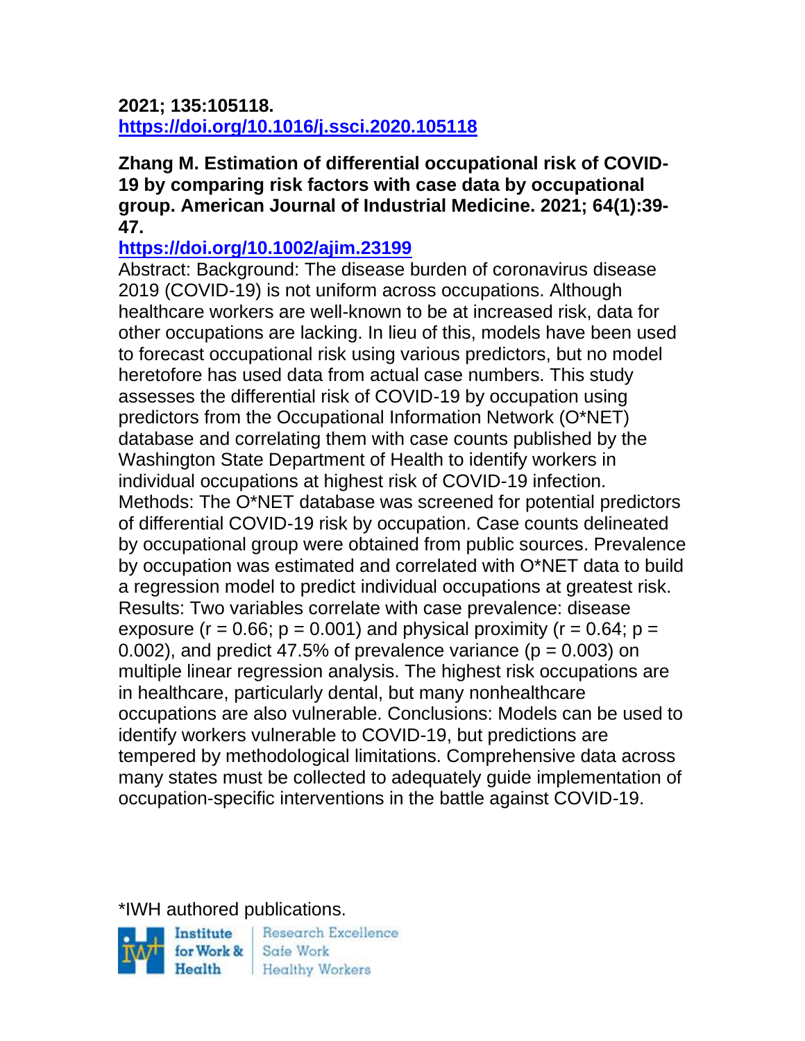**2021; 135:105118.**
**https://doi.org/10.1016/j.ssci.2020.105118**

**Zhang M. Estimation of differential occupational risk of COVID-19 by comparing risk factors with case data by occupational group. American Journal of Industrial Medicine. 2021; 64(1):39-47.**
**https://doi.org/10.1002/ajim.23199**

Abstract: Background: The disease burden of coronavirus disease 2019 (COVID-19) is not uniform across occupations. Although healthcare workers are well-known to be at increased risk, data for other occupations are lacking. In lieu of this, models have been used to forecast occupational risk using various predictors, but no model heretofore has used data from actual case numbers. This study assesses the differential risk of COVID-19 by occupation using predictors from the Occupational Information Network (O*NET) database and correlating them with case counts published by the Washington State Department of Health to identify workers in individual occupations at highest risk of COVID-19 infection. Methods: The O*NET database was screened for potential predictors of differential COVID-19 risk by occupation. Case counts delineated by occupational group were obtained from public sources. Prevalence by occupation was estimated and correlated with O*NET data to build a regression model to predict individual occupations at greatest risk. Results: Two variables correlate with case prevalence: disease exposure ($r = 0.66$; $p = 0.001$) and physical proximity ($r = 0.64$; $p = 0.002$), and predict 47.5% of prevalence variance ($p = 0.003$) on multiple linear regression analysis. The highest risk occupations are in healthcare, particularly dental, but many nonhealthcare occupations are also vulnerable. Conclusions: Models can be used to identify workers vulnerable to COVID-19, but predictions are tempered by methodological limitations. Comprehensive data across many states must be collected to adequately guide implementation of occupation-specific interventions in the battle against COVID-19.

*IWH authored publications.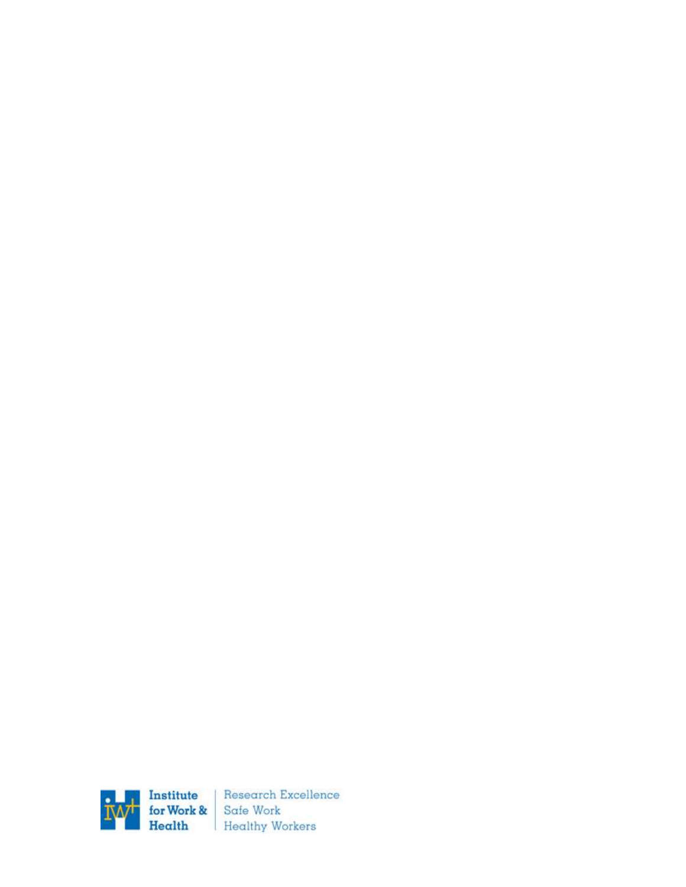Institute for Work & Health

Research Excellence
Safe Work
Healthy Workers